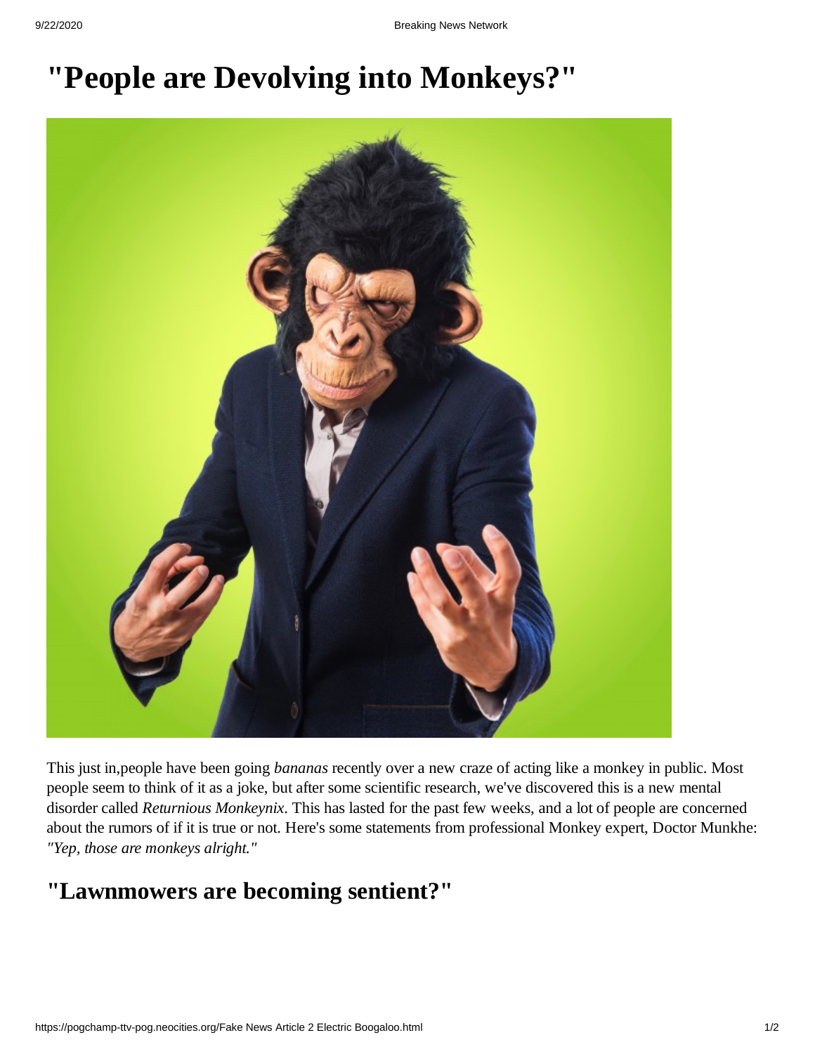# "People are Devolving into Monkeys?"

This just in,people have been going *bananas* recently over a new craze of acting like a monkey in public. Most people seem to think of it as a joke, but after some scientific research, we've discovered this is a new mental disorder called *Returnious Monkeynix*. This has lasted for the past few weeks, and a lot of people are concerned about the rumors of if it is true or not. Here's some statements from professional Monkey expert, Doctor Munkhe: *"Yep, those are monkeys alright."*

## "Lawnmowers are becoming sentient?"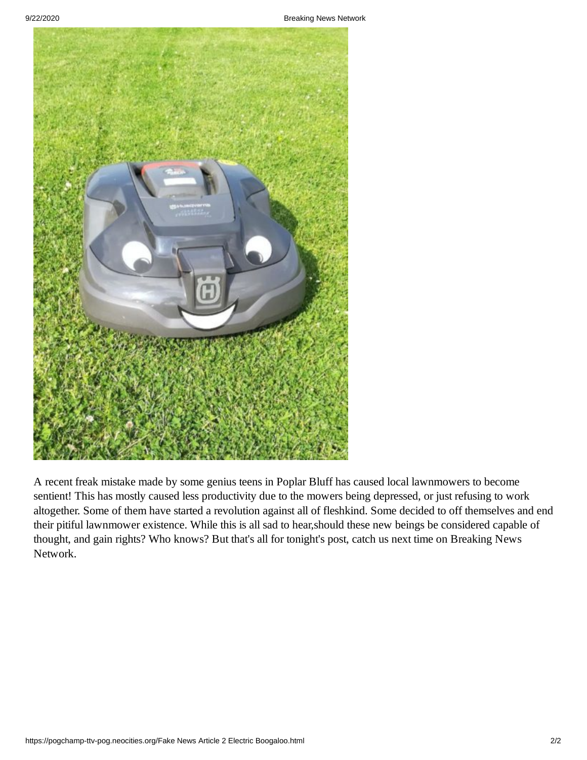A recent freak mistake made by some genius teens in Poplar Bluff has caused local lawnmowers to become sentient! This has mostly caused less productivity due to the mowers being depressed, or just refusing to work altogether. Some of them have started a revolution against all of fleshkind. Some decided to off themselves and end their pitiful lawnmower existence. While this is all sad to hear,should these new beings be considered capable of thought, and gain rights? Who knows? But that's all for tonight's post, catch us next time on Breaking News Network.